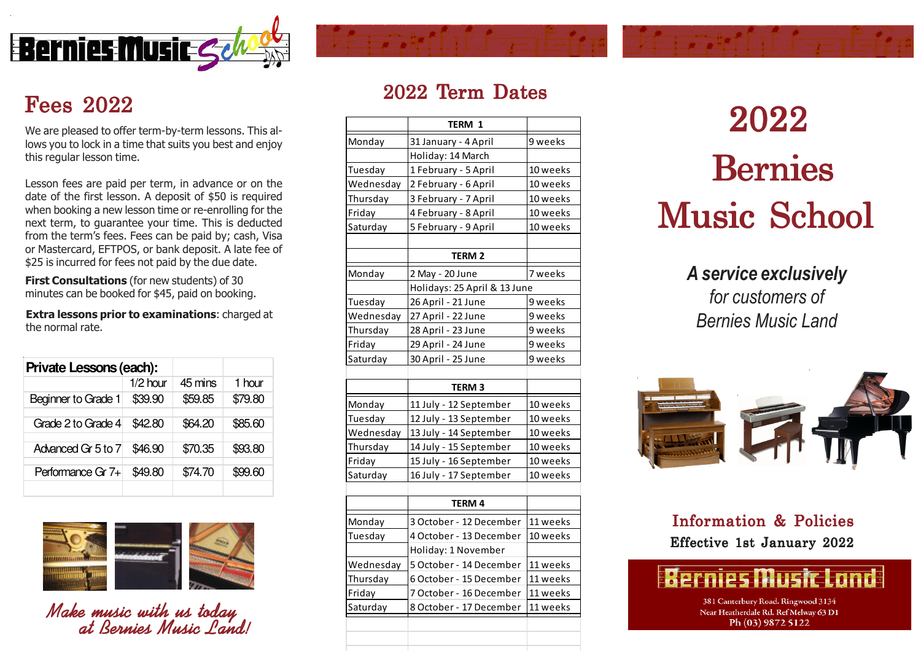Bernies Music School

# Fees 2022

We are pleased to offer term-by-term lessons. This allows you to lock in a time that suits you best and enjoy this regular lesson time.

Lesson fees are paid per term, in advance or on the date of the first lesson. A deposit of $50 is required when booking a new lesson time or re-enrolling for the next term, to guarantee your time. This is deducted from the term's fees. Fees can be paid by; cash, Visa or Mastercard, EFTPOS, or bank deposit. A late fee of $25 is incurred for fees not paid by the due date.

**First Consultations** (for new students) of 30 minutes can be booked for $45, paid on booking.

**Extra lessons prior to examinations**: charged at the normal rate.

| Private Lessons (each): | | | |
|---|---|---|---|
| | 1/2 hour | 45 mins | 1 hour |
| Beginner to Grade 1 | $39.90 | $59.85 | $79.80 |
| Grade 2 to Grade 4 | $42.80 | $64.20 | $85.60 |
| Advanced Gr 5 to 7 | $46.90 | $70.35 | $93.80 |
| Performance Gr 7+ | $49.80 | $74.70 | $99.60 |

*Make music with us today at Bernies Music Land!*

## 2022 Term Dates

| | TERM 1 | |
|---|---|---|
| Monday | 31 January - 4 April | 9 weeks |
| | Holiday: 14 March | |
| Tuesday | 1 February - 5 April | 10 weeks |
| Wednesday | 2 February - 6 April | 10 weeks |
| Thursday | 3 February - 7 April | 10 weeks |
| Friday | 4 February - 8 April | 10 weeks |
| Saturday | 5 February - 9 April | 10 weeks |

| | TERM 2 | |
|---|---|---|
| Monday | 2 May - 20 June | 7 weeks |
| | Holidays: 25 April & 13 June | |
| Tuesday | 26 April - 21 June | 9 weeks |
| Wednesday | 27 April - 22 June | 9 weeks |
| Thursday | 28 April - 23 June | 9 weeks |
| Friday | 29 April - 24 June | 9 weeks |
| Saturday | 30 April - 25 June | 9 weeks |

| | TERM 3 | |
|---|---|---|
| Monday | 11 July - 12 September | 10 weeks |
| Tuesday | 12 July - 13 September | 10 weeks |
| Wednesday | 13 July - 14 September | 10 weeks |
| Thursday | 14 July - 15 September | 10 weeks |
| Friday | 15 July - 16 September | 10 weeks |
| Saturday | 16 July - 17 September | 10 weeks |

| | TERM 4 | |
|---|---|---|
| Monday | 3 October - 12 December | 11 weeks |
| Tuesday | 4 October - 13 December | 10 weeks |
| | Holiday: 1 November | |
| Wednesday | 5 October - 14 December | 11 weeks |
| Thursday | 6 October - 15 December | 11 weeks |
| Friday | 7 October - 16 December | 11 weeks |
| Saturday | 8 October - 17 December | 11 weeks |

# 2022 Bernies Music School

***A service exclusively** for customers of Bernies Music Land*

## Information & Policies

**Effective 1st January 2022**

Bernies Music Land

381 Canterbury Road, Ringwood 3134
Near Heatherdale Rd. Ref Melway 63 D1
Ph (03) 9872 5122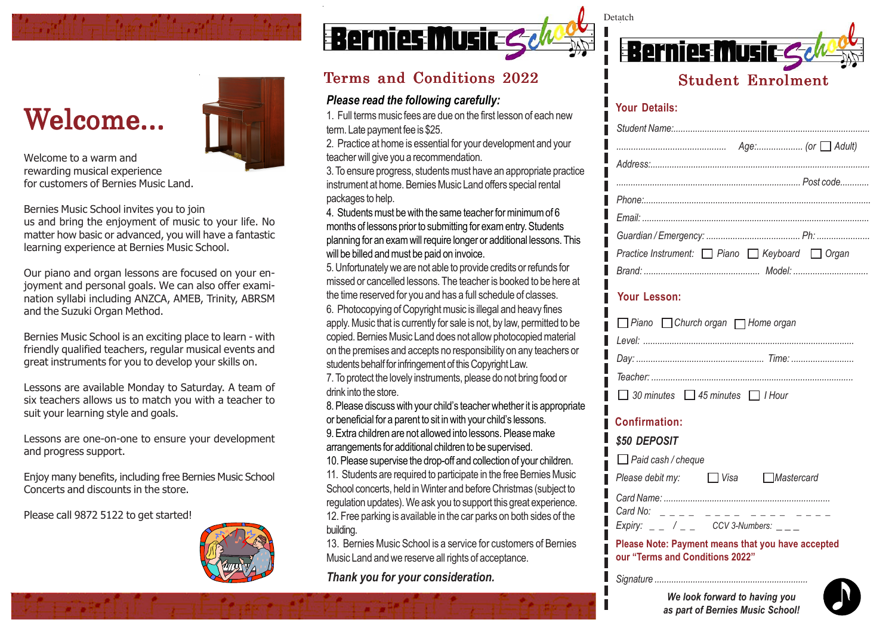# Welcome...

Welcome to a warm and rewarding musical experience for customers of Bernies Music Land.

Bernies Music School invites you to join us and bring the enjoyment of music to your life. No matter how basic or advanced, you will have a fantastic learning experience at Bernies Music School.

Our piano and organ lessons are focused on your enjoyment and personal goals. We can also offer examination syllabi including ANZCA, AMEB, Trinity, ABRSM and the Suzuki Organ Method.

Bernies Music School is an exciting place to learn - with friendly qualified teachers, regular musical events and great instruments for you to develop your skills on.

Lessons are available Monday to Saturday. A team of six teachers allows us to match you with a teacher to suit your learning style and goals.

Lessons are one-on-one to ensure your development and progress support.

Enjoy many benefits, including free Bernies Music School Concerts and discounts in the store.

Please call 9872 5122 to get started!

# Bernies Music School

## Terms and Conditions 2022

***Please read the following carefully:***

1. Full terms music fees are due on the first lesson of each new term. Late payment fee is $25.
2. Practice at home is essential for your development and your teacher will give you a recommendation.
3. To ensure progress, students must have an appropriate practice instrument at home. Bernies Music Land offers special rental packages to help.
4. Students must be with the same teacher for minimum of 6 months of lessons prior to submitting for exam entry. Students planning for an exam will require longer or additional lessons. This will be billed and must be paid on invoice.
5. Unfortunately we are not able to provide credits or refunds for missed or cancelled lessons. The teacher is booked to be here at the time reserved for you and has a full schedule of classes.
6. Photocopying of Copyright music is illegal and heavy fines apply. Music that is currently for sale is not, by law, permitted to be copied. Bernies Music Land does not allow photocopied material on the premises and accepts no responsibility on any teachers or students behalf for infringement of this Copyright Law.
7. To protect the lovely instruments, please do not bring food or drink into the store.
8. Please discuss with your child's teacher whether it is appropriate or beneficial for a parent to sit in with your child's lessons.
9. Extra children are not allowed into lessons. Please make arrangements for additional children to be supervised.
10. Please supervise the drop-off and collection of your children.
11. Students are required to participate in the free Bernies Music School Concerts, held in Winter and before Christmas (subject to regulation updates). We ask you to support this great experience.
12. Free parking is available in the car parks on both sides of the building.
13. Bernies Music School is a service for customers of Bernies Music Land and we reserve all rights of acceptance.

***Thank you for your consideration.***

Detatch

# Bernies Music School

## Student Enrolment

### Your Details:

*Student Name:*.................................................................................

.............................................. *Age:*................... *(or* ☐ *Adult)*

*Address:*.........................................................................................

........................................................................... *Post code*............

*Phone:*.............................................................................................

*Email:*.............................................................................................

*Guardian / Emergency:* ....................................... *Ph:* ......................

*Practice Instrument:* ☐ *Piano* ☐ *Keyboard* ☐ *Organ*

*Brand:* ................................................ *Model:* ...............................

### Your Lesson:

☐ *Piano* ☐ *Church organ* ☐ *Home organ*

*Level:* ......................................................................................

*Day:* .................................................... *Time:* ..........................

*Teacher:* ..................................................................................

☐ *30 minutes* ☐ *45 minutes* ☐ *I Hour*

### Confirmation:

***$50 DEPOSIT***

☐ *Paid cash / cheque*

*Please debit my:* ☐ *Visa* ☐ *Mastercard*

*Card Name:* .....................................................................

*Card No:* _ _ _ _ _ _ _ _ _ _ _ _ _ _ _ _

*Expiry:* _ _ / _ _ *CCV 3-Numbers:* _ _ _

**Please Note: Payment means that you have accepted our "Terms and Conditions 2022"**

*Signature* ...............................................................

***We look forward to having you as part of Bernies Music School!***